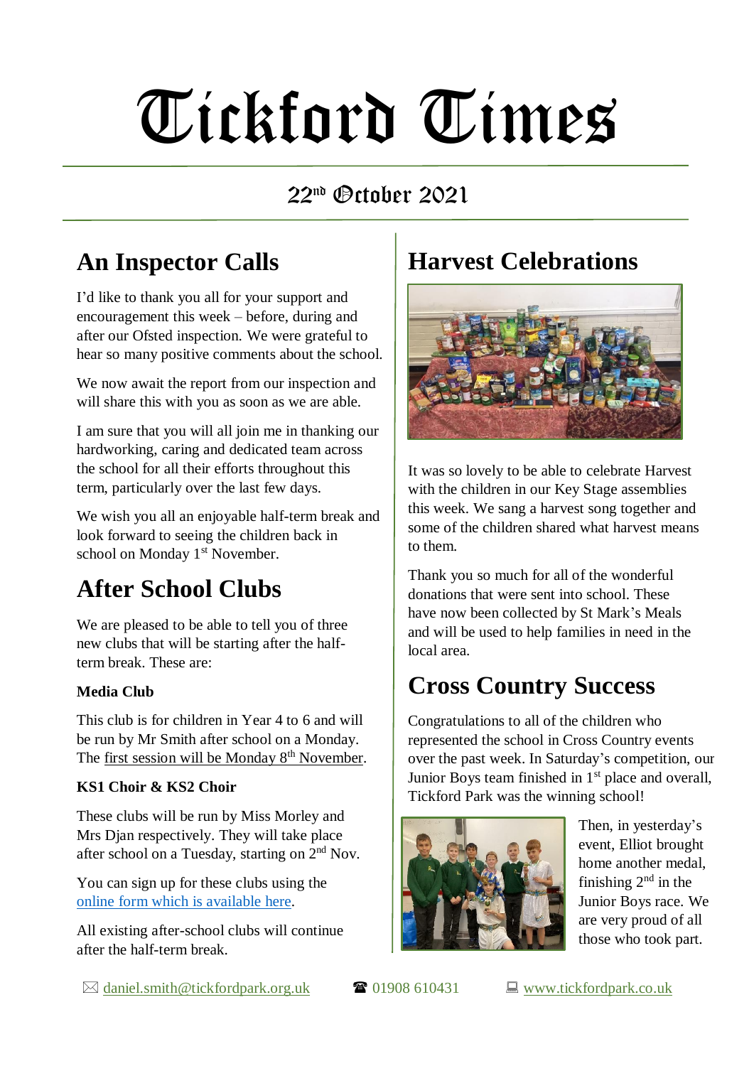# Tickford Times

## 22nd October 2021

## An Inspector Calls

I'd like to thank you all for your support and encouragement this week – before, during and after our Ofsted inspection. We were grateful to hear so many positive comments about the school.

We now await the report from our inspection and will share this with you as soon as we are able.

I am sure that you will all join me in thanking our hardworking, caring and dedicated team across the school for all their efforts throughout this term, particularly over the last few days.

We wish you all an enjoyable half-term break and look forward to seeing the children back in school on Monday 1st November.

## After School Clubs

We are pleased to be able to tell you of three new clubs that will be starting after the half-term break. These are:

**Media Club**

This club is for children in Year 4 to 6 and will be run by Mr Smith after school on a Monday. The first session will be Monday 8th November.

**KS1 Choir & KS2 Choir**

These clubs will be run by Miss Morley and Mrs Djan respectively. They will take place after school on a Tuesday, starting on 2nd Nov.

You can sign up for these clubs using the online form which is available here.

All existing after-school clubs will continue after the half-term break.

## Harvest Celebrations

It was so lovely to be able to celebrate Harvest with the children in our Key Stage assemblies this week. We sang a harvest song together and some of the children shared what harvest means to them.

Thank you so much for all of the wonderful donations that were sent into school. These have now been collected by St Mark's Meals and will be used to help families in need in the local area.

## Cross Country Success

Congratulations to all of the children who represented the school in Cross Country events over the past week. In Saturday's competition, our Junior Boys team finished in 1st place and overall, Tickford Park was the winning school!

Then, in yesterday's event, Elliot brought home another medal, finishing 2nd in the Junior Boys race. We are very proud of all those who took part.

✉ daniel.smith@tickfordpark.org.uk ☎ 01908 610431 💻 www.tickfordpark.co.uk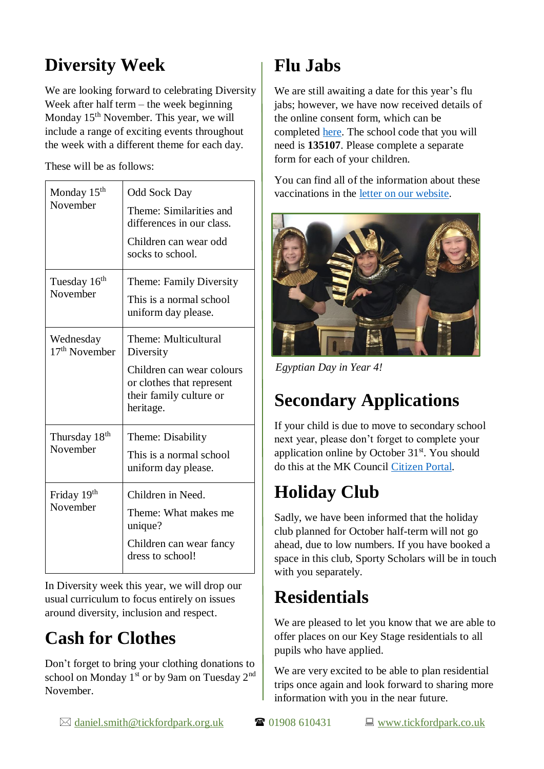# Diversity Week

We are looking forward to celebrating Diversity Week after half term – the week beginning Monday 15th November. This year, we will include a range of exciting events throughout the week with a different theme for each day.

These will be as follows:

| | |
|---|---|
| Monday 15th November | Odd Sock Day<br>Theme: Similarities and differences in our class.<br>Children can wear odd socks to school. |
| Tuesday 16th November | Theme: Family Diversity<br>This is a normal school uniform day please. |
| Wednesday 17th November | Theme: Multicultural Diversity<br>Children can wear colours or clothes that represent their family culture or heritage. |
| Thursday 18th November | Theme: Disability<br>This is a normal school uniform day please. |
| Friday 19th November | Children in Need.<br>Theme: What makes me unique?<br>Children can wear fancy dress to school! |

In Diversity week this year, we will drop our usual curriculum to focus entirely on issues around diversity, inclusion and respect.

# Cash for Clothes

Don't forget to bring your clothing donations to school on Monday 1st or by 9am on Tuesday 2nd November.

# Flu Jabs

We are still awaiting a date for this year's flu jabs; however, we have now received details of the online consent form, which can be completed here. The school code that you will need is **135107**. Please complete a separate form for each of your children.

You can find all of the information about these vaccinations in the letter on our website.

*Egyptian Day in Year 4!*

# Secondary Applications

If your child is due to move to secondary school next year, please don't forget to complete your application online by October 31st. You should do this at the MK Council Citizen Portal.

# Holiday Club

Sadly, we have been informed that the holiday club planned for October half-term will not go ahead, due to low numbers. If you have booked a space in this club, Sporty Scholars will be in touch with you separately.

# Residentials

We are pleased to let you know that we are able to offer places on our Key Stage residentials to all pupils who have applied.

We are very excited to be able to plan residential trips once again and look forward to sharing more information with you in the near future.

daniel.smith@tickfordpark.org.uk ☎ 01908 610431 www.tickfordpark.co.uk